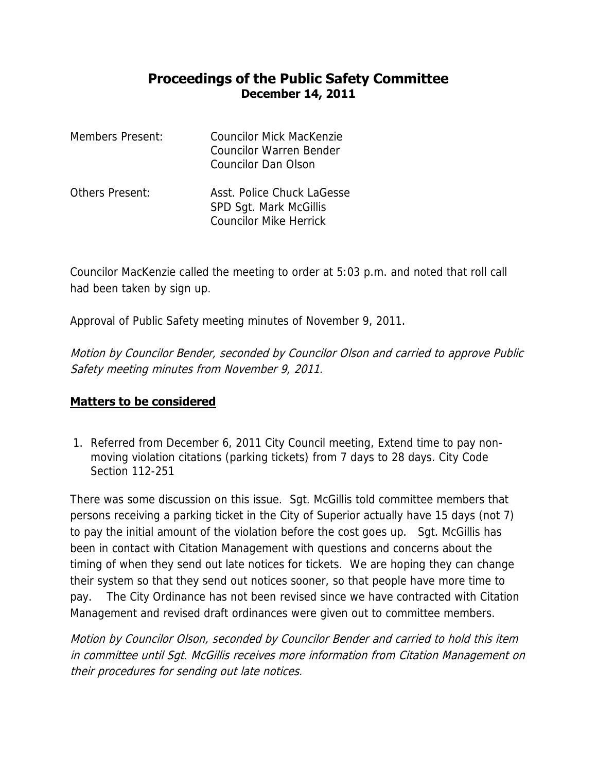# Proceedings of the Public Safety Committee
## December 14, 2011

Members Present: Councilor Mick MacKenzie
Councilor Warren Bender
Councilor Dan Olson

Others Present: Asst. Police Chuck LaGesse
SPD Sgt. Mark McGillis
Councilor Mike Herrick

Councilor MacKenzie called the meeting to order at 5:03 p.m. and noted that roll call had been taken by sign up.

Approval of Public Safety meeting minutes of November 9, 2011.

*Motion by Councilor Bender, seconded by Councilor Olson and carried to approve Public Safety meeting minutes from November 9, 2011.*

### **Matters to be considered**

1. Referred from December 6, 2011 City Council meeting, Extend time to pay non-moving violation citations (parking tickets) from 7 days to 28 days. City Code Section 112-251

There was some discussion on this issue. Sgt. McGillis told committee members that persons receiving a parking ticket in the City of Superior actually have 15 days (not 7) to pay the initial amount of the violation before the cost goes up. Sgt. McGillis has been in contact with Citation Management with questions and concerns about the timing of when they send out late notices for tickets. We are hoping they can change their system so that they send out notices sooner, so that people have more time to pay. The City Ordinance has not been revised since we have contracted with Citation Management and revised draft ordinances were given out to committee members.

*Motion by Councilor Olson, seconded by Councilor Bender and carried to hold this item in committee until Sgt. McGillis receives more information from Citation Management on their procedures for sending out late notices.*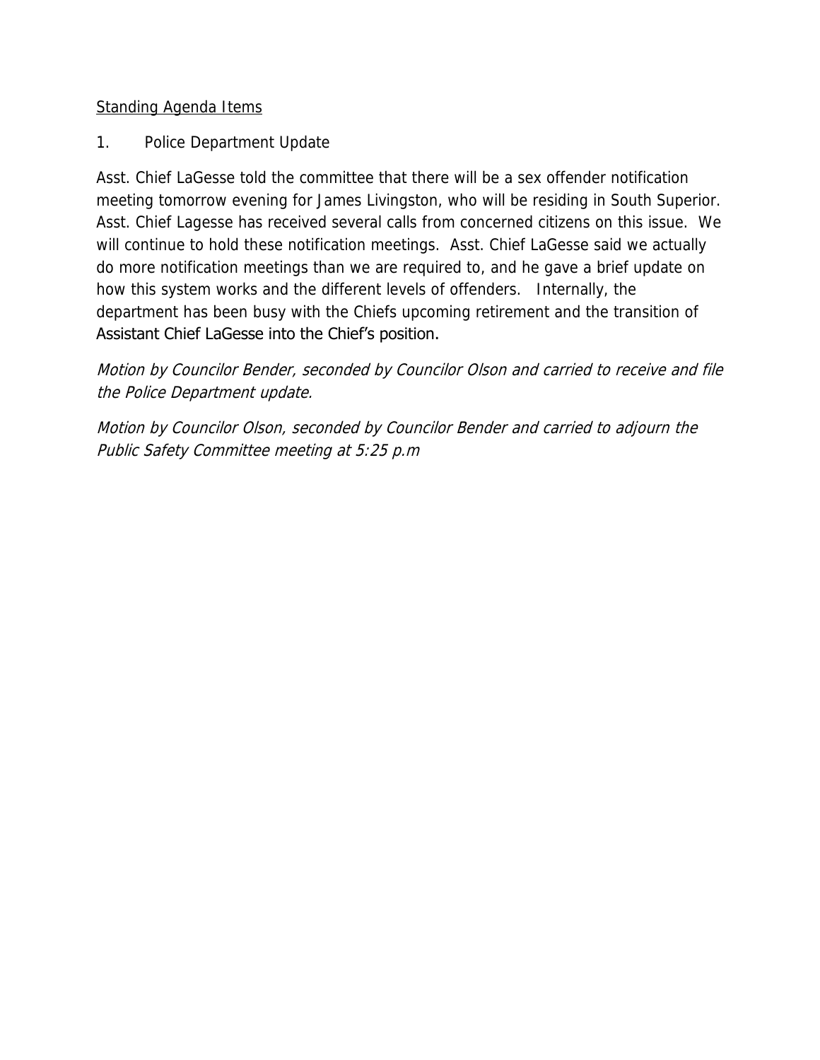Standing Agenda Items

1. Police Department Update

Asst. Chief LaGesse told the committee that there will be a sex offender notification meeting tomorrow evening for James Livingston, who will be residing in South Superior. Asst. Chief Lagesse has received several calls from concerned citizens on this issue. We will continue to hold these notification meetings. Asst. Chief LaGesse said we actually do more notification meetings than we are required to, and he gave a brief update on how this system works and the different levels of offenders. Internally, the department has been busy with the Chiefs upcoming retirement and the transition of Assistant Chief LaGesse into the Chief's position.

*Motion by Councilor Bender, seconded by Councilor Olson and carried to receive and file the Police Department update.*

*Motion by Councilor Olson, seconded by Councilor Bender and carried to adjourn the Public Safety Committee meeting at 5:25 p.m*